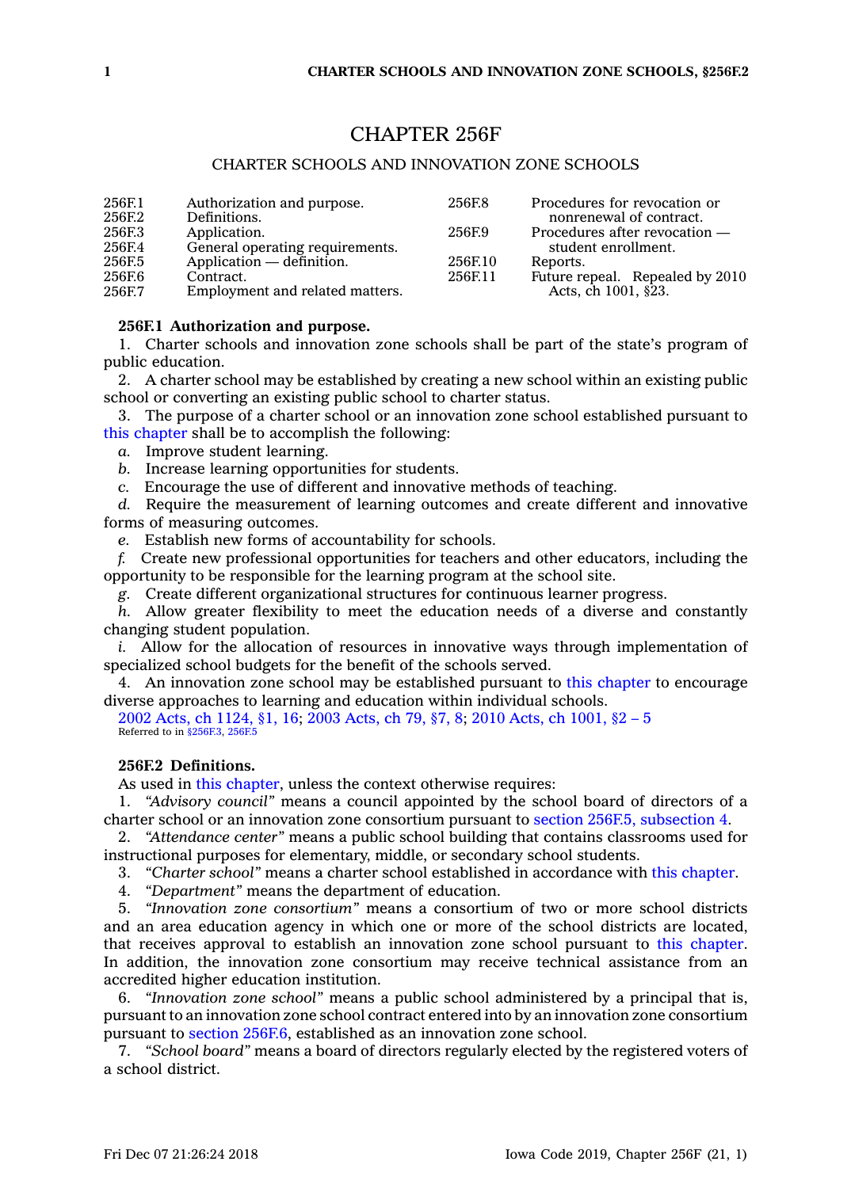# CHAPTER 256F

## CHARTER SCHOOLS AND INNOVATION ZONE SCHOOLS

| | | | |
|---|---|---|---|
| 256F.1 | Authorization and purpose. | 256F.8 | Procedures for revocation or nonrenewal of contract. |
| 256F.2 | Definitions. | 256F.9 | Procedures after revocation — student enrollment. |
| 256F.3 | Application. | 256F.10 | Reports. |
| 256F.4 | General operating requirements. | 256F.11 | Future repeal. Repealed by 2010 Acts, ch 1001, §23. |
| 256F.5 | Application — definition. | | |
| 256F.6 | Contract. | | |
| 256F.7 | Employment and related matters. | | |

**256F.1 Authorization and purpose.**

1. Charter schools and innovation zone schools shall be part of the state's program of public education.

2. A charter school may be established by creating a new school within an existing public school or converting an existing public school to charter status.

3. The purpose of a charter school or an innovation zone school established pursuant to this chapter shall be to accomplish the following:

*a.* Improve student learning.

*b.* Increase learning opportunities for students.

*c.* Encourage the use of different and innovative methods of teaching.

*d.* Require the measurement of learning outcomes and create different and innovative forms of measuring outcomes.

*e.* Establish new forms of accountability for schools.

*f.* Create new professional opportunities for teachers and other educators, including the opportunity to be responsible for the learning program at the school site.

*g.* Create different organizational structures for continuous learner progress.

*h.* Allow greater flexibility to meet the education needs of a diverse and constantly changing student population.

*i.* Allow for the allocation of resources in innovative ways through implementation of specialized school budgets for the benefit of the schools served.

4. An innovation zone school may be established pursuant to this chapter to encourage diverse approaches to learning and education within individual schools.

2002 Acts, ch 1124, §1, 16; 2003 Acts, ch 79, §7, 8; 2010 Acts, ch 1001, §2 – 5
Referred to in §256F.3, 256F.5

**256F.2 Definitions.**

As used in this chapter, unless the context otherwise requires:

1. *"Advisory council"* means a council appointed by the school board of directors of a charter school or an innovation zone consortium pursuant to section 256F.5, subsection 4.

2. *"Attendance center"* means a public school building that contains classrooms used for instructional purposes for elementary, middle, or secondary school students.

3. *"Charter school"* means a charter school established in accordance with this chapter.

4. *"Department"* means the department of education.

5. *"Innovation zone consortium"* means a consortium of two or more school districts and an area education agency in which one or more of the school districts are located, that receives approval to establish an innovation zone school pursuant to this chapter. In addition, the innovation zone consortium may receive technical assistance from an accredited higher education institution.

6. *"Innovation zone school"* means a public school administered by a principal that is, pursuant to an innovation zone school contract entered into by an innovation zone consortium pursuant to section 256F.6, established as an innovation zone school.

7. *"School board"* means a board of directors regularly elected by the registered voters of a school district.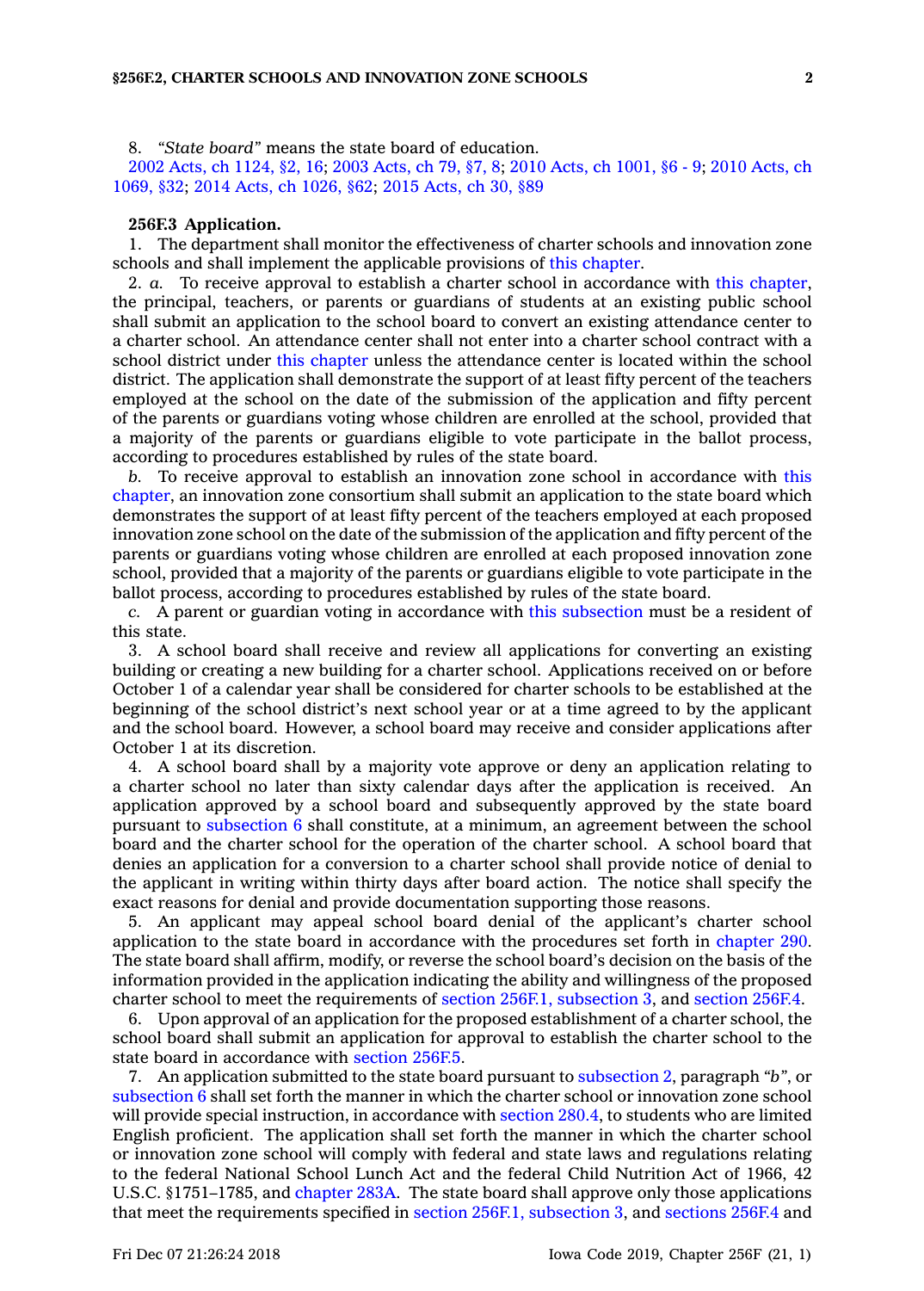8. *"State board"* means the state board of education.

2002 Acts, ch 1124, §2, 16; 2003 Acts, ch 79, §7, 8; 2010 Acts, ch 1001, §6 - 9; 2010 Acts, ch 1069, §32; 2014 Acts, ch 1026, §62; 2015 Acts, ch 30, §89

**256F.3 Application.**

1. The department shall monitor the effectiveness of charter schools and innovation zone schools and shall implement the applicable provisions of this chapter.

2. *a.* To receive approval to establish a charter school in accordance with this chapter, the principal, teachers, or parents or guardians of students at an existing public school shall submit an application to the school board to convert an existing attendance center to a charter school. An attendance center shall not enter into a charter school contract with a school district under this chapter unless the attendance center is located within the school district. The application shall demonstrate the support of at least fifty percent of the teachers employed at the school on the date of the submission of the application and fifty percent of the parents or guardians voting whose children are enrolled at the school, provided that a majority of the parents or guardians eligible to vote participate in the ballot process, according to procedures established by rules of the state board.

*b.* To receive approval to establish an innovation zone school in accordance with this chapter, an innovation zone consortium shall submit an application to the state board which demonstrates the support of at least fifty percent of the teachers employed at each proposed innovation zone school on the date of the submission of the application and fifty percent of the parents or guardians voting whose children are enrolled at each proposed innovation zone school, provided that a majority of the parents or guardians eligible to vote participate in the ballot process, according to procedures established by rules of the state board.

*c.* A parent or guardian voting in accordance with this subsection must be a resident of this state.

3. A school board shall receive and review all applications for converting an existing building or creating a new building for a charter school. Applications received on or before October 1 of a calendar year shall be considered for charter schools to be established at the beginning of the school district's next school year or at a time agreed to by the applicant and the school board. However, a school board may receive and consider applications after October 1 at its discretion.

4. A school board shall by a majority vote approve or deny an application relating to a charter school no later than sixty calendar days after the application is received. An application approved by a school board and subsequently approved by the state board pursuant to subsection 6 shall constitute, at a minimum, an agreement between the school board and the charter school for the operation of the charter school. A school board that denies an application for a conversion to a charter school shall provide notice of denial to the applicant in writing within thirty days after board action. The notice shall specify the exact reasons for denial and provide documentation supporting those reasons.

5. An applicant may appeal school board denial of the applicant's charter school application to the state board in accordance with the procedures set forth in chapter 290. The state board shall affirm, modify, or reverse the school board's decision on the basis of the information provided in the application indicating the ability and willingness of the proposed charter school to meet the requirements of section 256F.1, subsection 3, and section 256F.4.

6. Upon approval of an application for the proposed establishment of a charter school, the school board shall submit an application for approval to establish the charter school to the state board in accordance with section 256F.5.

7. An application submitted to the state board pursuant to subsection 2, paragraph *"b"*, or subsection 6 shall set forth the manner in which the charter school or innovation zone school will provide special instruction, in accordance with section 280.4, to students who are limited English proficient. The application shall set forth the manner in which the charter school or innovation zone school will comply with federal and state laws and regulations relating to the federal National School Lunch Act and the federal Child Nutrition Act of 1966, 42 U.S.C. §1751–1785, and chapter 283A. The state board shall approve only those applications that meet the requirements specified in section 256F.1, subsection 3, and sections 256F.4 and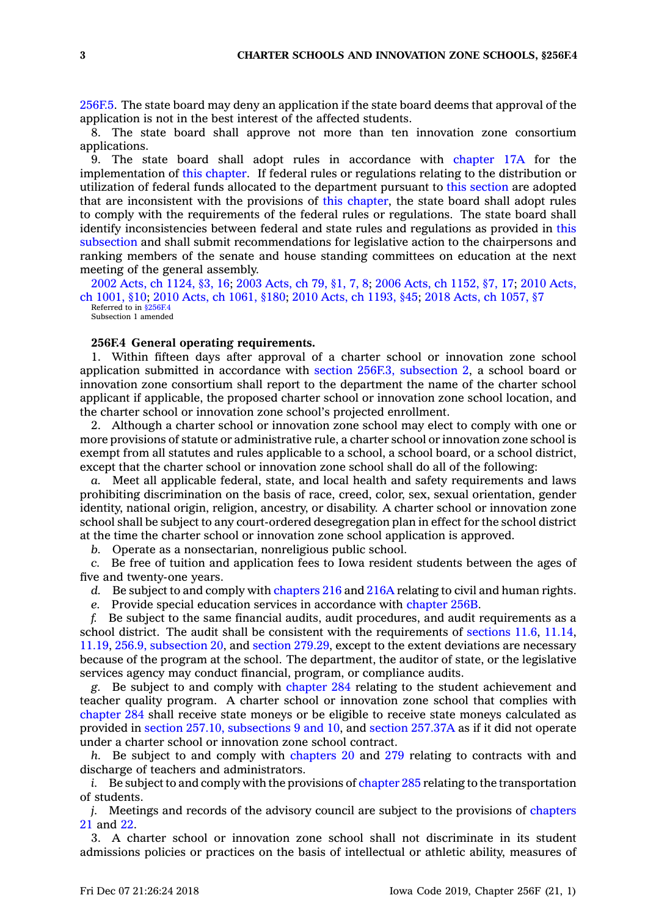256F.5. The state board may deny an application if the state board deems that approval of the application is not in the best interest of the affected students.

8. The state board shall approve not more than ten innovation zone consortium applications.

9. The state board shall adopt rules in accordance with chapter 17A for the implementation of this chapter. If federal rules or regulations relating to the distribution or utilization of federal funds allocated to the department pursuant to this section are adopted that are inconsistent with the provisions of this chapter, the state board shall adopt rules to comply with the requirements of the federal rules or regulations. The state board shall identify inconsistencies between federal and state rules and regulations as provided in this subsection and shall submit recommendations for legislative action to the chairpersons and ranking members of the senate and house standing committees on education at the next meeting of the general assembly.

2002 Acts, ch 1124, §3, 16; 2003 Acts, ch 79, §1, 7, 8; 2006 Acts, ch 1152, §7, 17; 2010 Acts, ch 1001, §10; 2010 Acts, ch 1061, §180; 2010 Acts, ch 1193, §45; 2018 Acts, ch 1057, §7
Referred to in §256F.4
Subsection 1 amended

**256F.4 General operating requirements.**

1. Within fifteen days after approval of a charter school or innovation zone school application submitted in accordance with section 256F.3, subsection 2, a school board or innovation zone consortium shall report to the department the name of the charter school applicant if applicable, the proposed charter school or innovation zone school location, and the charter school or innovation zone school's projected enrollment.

2. Although a charter school or innovation zone school may elect to comply with one or more provisions of statute or administrative rule, a charter school or innovation zone school is exempt from all statutes and rules applicable to a school, a school board, or a school district, except that the charter school or innovation zone school shall do all of the following:

*a.* Meet all applicable federal, state, and local health and safety requirements and laws prohibiting discrimination on the basis of race, creed, color, sex, sexual orientation, gender identity, national origin, religion, ancestry, or disability. A charter school or innovation zone school shall be subject to any court-ordered desegregation plan in effect for the school district at the time the charter school or innovation zone school application is approved.

*b.* Operate as a nonsectarian, nonreligious public school.

*c.* Be free of tuition and application fees to Iowa resident students between the ages of five and twenty-one years.

*d.* Be subject to and comply with chapters 216 and 216A relating to civil and human rights.

*e.* Provide special education services in accordance with chapter 256B.

*f.* Be subject to the same financial audits, audit procedures, and audit requirements as a school district. The audit shall be consistent with the requirements of sections 11.6, 11.14, 11.19, 256.9, subsection 20, and section 279.29, except to the extent deviations are necessary because of the program at the school. The department, the auditor of state, or the legislative services agency may conduct financial, program, or compliance audits.

*g.* Be subject to and comply with chapter 284 relating to the student achievement and teacher quality program. A charter school or innovation zone school that complies with chapter 284 shall receive state moneys or be eligible to receive state moneys calculated as provided in section 257.10, subsections 9 and 10, and section 257.37A as if it did not operate under a charter school or innovation zone school contract.

*h.* Be subject to and comply with chapters 20 and 279 relating to contracts with and discharge of teachers and administrators.

*i.* Be subject to and comply with the provisions of chapter 285 relating to the transportation of students.

*j.* Meetings and records of the advisory council are subject to the provisions of chapters 21 and 22.

3. A charter school or innovation zone school shall not discriminate in its student admissions policies or practices on the basis of intellectual or athletic ability, measures of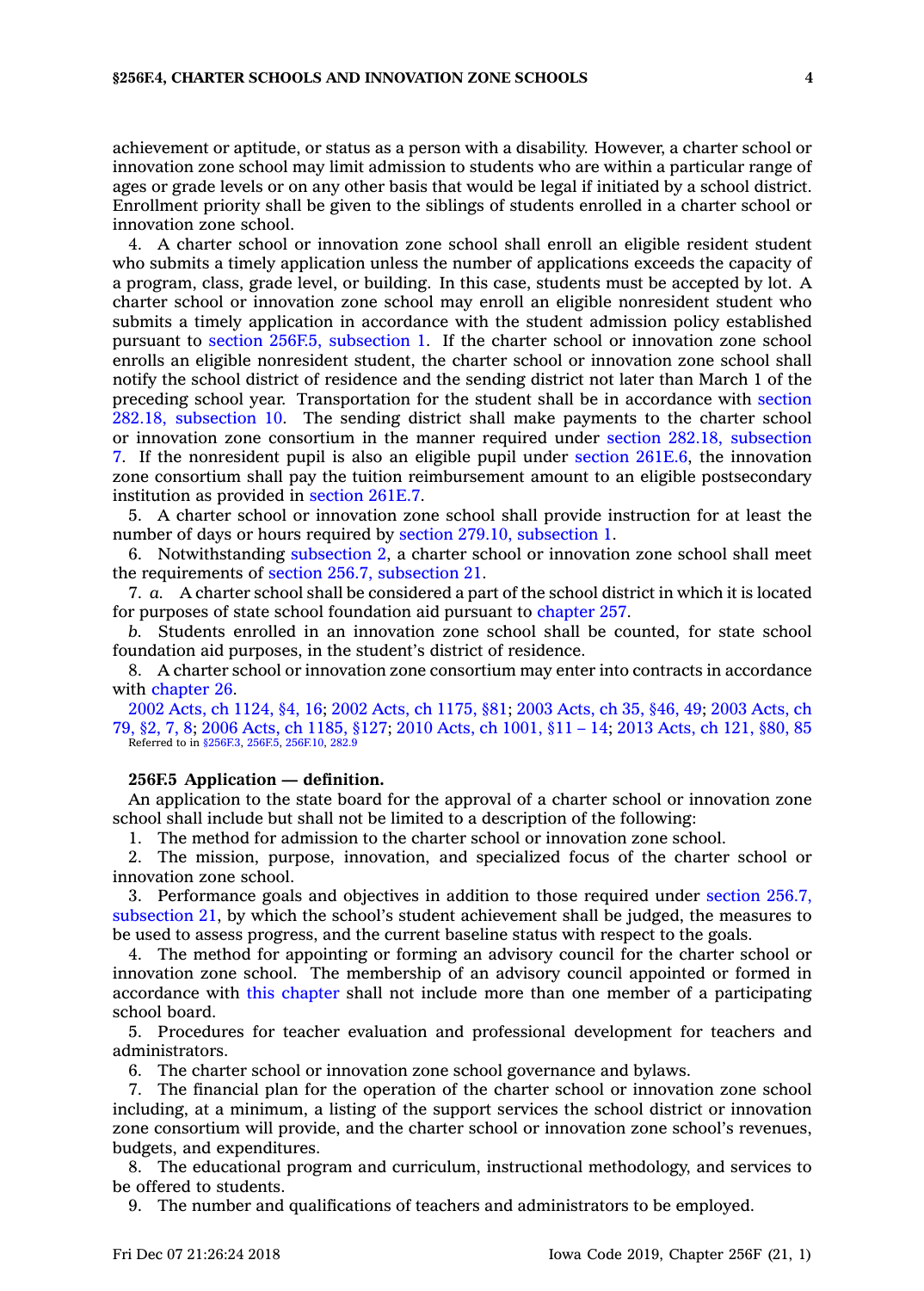achievement or aptitude, or status as a person with a disability. However, a charter school or innovation zone school may limit admission to students who are within a particular range of ages or grade levels or on any other basis that would be legal if initiated by a school district. Enrollment priority shall be given to the siblings of students enrolled in a charter school or innovation zone school.

4. A charter school or innovation zone school shall enroll an eligible resident student who submits a timely application unless the number of applications exceeds the capacity of a program, class, grade level, or building. In this case, students must be accepted by lot. A charter school or innovation zone school may enroll an eligible nonresident student who submits a timely application in accordance with the student admission policy established pursuant to section 256F.5, subsection 1. If the charter school or innovation zone school enrolls an eligible nonresident student, the charter school or innovation zone school shall notify the school district of residence and the sending district not later than March 1 of the preceding school year. Transportation for the student shall be in accordance with section 282.18, subsection 10. The sending district shall make payments to the charter school or innovation zone consortium in the manner required under section 282.18, subsection 7. If the nonresident pupil is also an eligible pupil under section 261E.6, the innovation zone consortium shall pay the tuition reimbursement amount to an eligible postsecondary institution as provided in section 261E.7.

5. A charter school or innovation zone school shall provide instruction for at least the number of days or hours required by section 279.10, subsection 1.

6. Notwithstanding subsection 2, a charter school or innovation zone school shall meet the requirements of section 256.7, subsection 21.

7. *a.* A charter school shall be considered a part of the school district in which it is located for purposes of state school foundation aid pursuant to chapter 257.

*b.* Students enrolled in an innovation zone school shall be counted, for state school foundation aid purposes, in the student's district of residence.

8. A charter school or innovation zone consortium may enter into contracts in accordance with chapter 26.

2002 Acts, ch 1124, §4, 16; 2002 Acts, ch 1175, §81; 2003 Acts, ch 35, §46, 49; 2003 Acts, ch 79, §2, 7, 8; 2006 Acts, ch 1185, §127; 2010 Acts, ch 1001, §11 – 14; 2013 Acts, ch 121, §80, 85
Referred to in §256F.3, 256F.5, 256F.10, 282.9

**256F.5 Application — definition.**

An application to the state board for the approval of a charter school or innovation zone school shall include but shall not be limited to a description of the following:

1. The method for admission to the charter school or innovation zone school.

2. The mission, purpose, innovation, and specialized focus of the charter school or innovation zone school.

3. Performance goals and objectives in addition to those required under section 256.7, subsection 21, by which the school's student achievement shall be judged, the measures to be used to assess progress, and the current baseline status with respect to the goals.

4. The method for appointing or forming an advisory council for the charter school or innovation zone school. The membership of an advisory council appointed or formed in accordance with this chapter shall not include more than one member of a participating school board.

5. Procedures for teacher evaluation and professional development for teachers and administrators.

6. The charter school or innovation zone school governance and bylaws.

7. The financial plan for the operation of the charter school or innovation zone school including, at a minimum, a listing of the support services the school district or innovation zone consortium will provide, and the charter school or innovation zone school's revenues, budgets, and expenditures.

8. The educational program and curriculum, instructional methodology, and services to be offered to students.

9. The number and qualifications of teachers and administrators to be employed.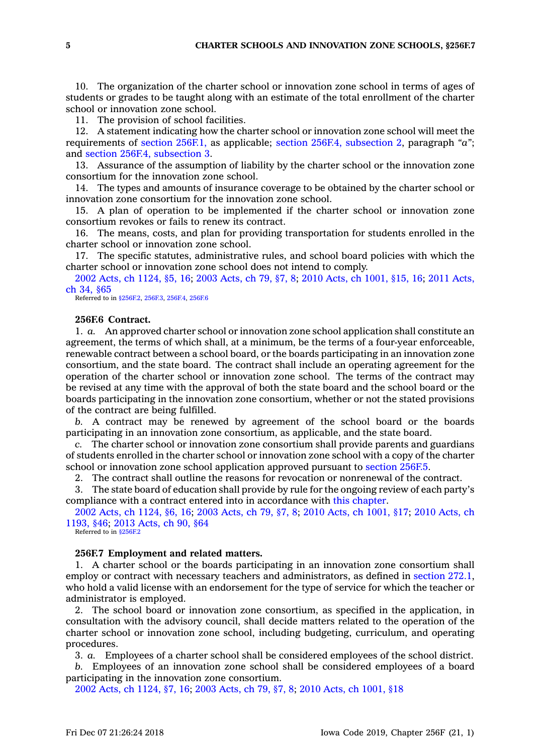10. The organization of the charter school or innovation zone school in terms of ages of students or grades to be taught along with an estimate of the total enrollment of the charter school or innovation zone school.

11. The provision of school facilities.

12. A statement indicating how the charter school or innovation zone school will meet the requirements of section 256F.1, as applicable; section 256F.4, subsection 2, paragraph *"a"*; and section 256F.4, subsection 3.

13. Assurance of the assumption of liability by the charter school or the innovation zone consortium for the innovation zone school.

14. The types and amounts of insurance coverage to be obtained by the charter school or innovation zone consortium for the innovation zone school.

15. A plan of operation to be implemented if the charter school or innovation zone consortium revokes or fails to renew its contract.

16. The means, costs, and plan for providing transportation for students enrolled in the charter school or innovation zone school.

17. The specific statutes, administrative rules, and school board policies with which the charter school or innovation zone school does not intend to comply.

2002 Acts, ch 1124, §5, 16; 2003 Acts, ch 79, §7, 8; 2010 Acts, ch 1001, §15, 16; 2011 Acts, ch 34, §65

Referred to in §256F.2, 256F.3, 256F.4, 256F.6

### 256F.6 Contract.

1. *a.* An approved charter school or innovation zone school application shall constitute an agreement, the terms of which shall, at a minimum, be the terms of a four-year enforceable, renewable contract between a school board, or the boards participating in an innovation zone consortium, and the state board. The contract shall include an operating agreement for the operation of the charter school or innovation zone school. The terms of the contract may be revised at any time with the approval of both the state board and the school board or the boards participating in the innovation zone consortium, whether or not the stated provisions of the contract are being fulfilled.

*b.* A contract may be renewed by agreement of the school board or the boards participating in an innovation zone consortium, as applicable, and the state board.

*c.* The charter school or innovation zone consortium shall provide parents and guardians of students enrolled in the charter school or innovation zone school with a copy of the charter school or innovation zone school application approved pursuant to section 256F.5.

2. The contract shall outline the reasons for revocation or nonrenewal of the contract.

3. The state board of education shall provide by rule for the ongoing review of each party's compliance with a contract entered into in accordance with this chapter.

2002 Acts, ch 1124, §6, 16; 2003 Acts, ch 79, §7, 8; 2010 Acts, ch 1001, §17; 2010 Acts, ch 1193, §46; 2013 Acts, ch 90, §64

Referred to in §256F.2

### 256F.7 Employment and related matters.

1. A charter school or the boards participating in an innovation zone consortium shall employ or contract with necessary teachers and administrators, as defined in section 272.1, who hold a valid license with an endorsement for the type of service for which the teacher or administrator is employed.

2. The school board or innovation zone consortium, as specified in the application, in consultation with the advisory council, shall decide matters related to the operation of the charter school or innovation zone school, including budgeting, curriculum, and operating procedures.

3. *a.* Employees of a charter school shall be considered employees of the school district.

*b.* Employees of an innovation zone school shall be considered employees of a board participating in the innovation zone consortium.

2002 Acts, ch 1124, §7, 16; 2003 Acts, ch 79, §7, 8; 2010 Acts, ch 1001, §18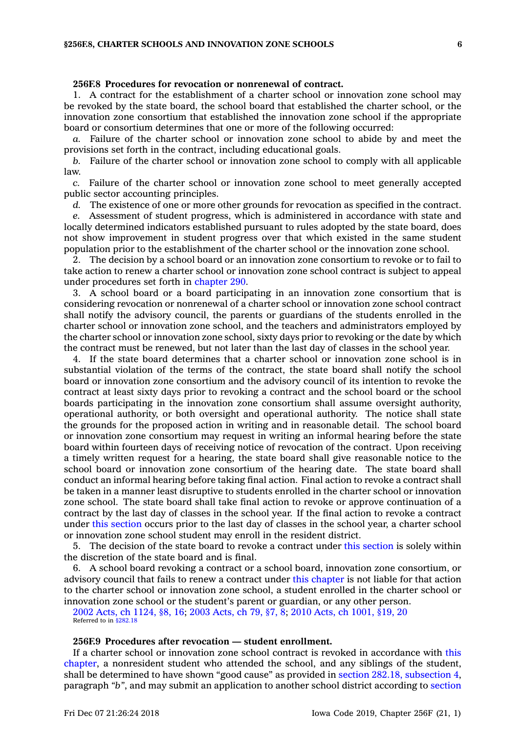**256F.8 Procedures for revocation or nonrenewal of contract.**

1. A contract for the establishment of a charter school or innovation zone school may be revoked by the state board, the school board that established the charter school, or the innovation zone consortium that established the innovation zone school if the appropriate board or consortium determines that one or more of the following occurred:

*a.* Failure of the charter school or innovation zone school to abide by and meet the provisions set forth in the contract, including educational goals.

*b.* Failure of the charter school or innovation zone school to comply with all applicable law.

*c.* Failure of the charter school or innovation zone school to meet generally accepted public sector accounting principles.

*d.* The existence of one or more other grounds for revocation as specified in the contract.

*e.* Assessment of student progress, which is administered in accordance with state and locally determined indicators established pursuant to rules adopted by the state board, does not show improvement in student progress over that which existed in the same student population prior to the establishment of the charter school or the innovation zone school.

2. The decision by a school board or an innovation zone consortium to revoke or to fail to take action to renew a charter school or innovation zone school contract is subject to appeal under procedures set forth in chapter 290.

3. A school board or a board participating in an innovation zone consortium that is considering revocation or nonrenewal of a charter school or innovation zone school contract shall notify the advisory council, the parents or guardians of the students enrolled in the charter school or innovation zone school, and the teachers and administrators employed by the charter school or innovation zone school, sixty days prior to revoking or the date by which the contract must be renewed, but not later than the last day of classes in the school year.

4. If the state board determines that a charter school or innovation zone school is in substantial violation of the terms of the contract, the state board shall notify the school board or innovation zone consortium and the advisory council of its intention to revoke the contract at least sixty days prior to revoking a contract and the school board or the school boards participating in the innovation zone consortium shall assume oversight authority, operational authority, or both oversight and operational authority. The notice shall state the grounds for the proposed action in writing and in reasonable detail. The school board or innovation zone consortium may request in writing an informal hearing before the state board within fourteen days of receiving notice of revocation of the contract. Upon receiving a timely written request for a hearing, the state board shall give reasonable notice to the school board or innovation zone consortium of the hearing date. The state board shall conduct an informal hearing before taking final action. Final action to revoke a contract shall be taken in a manner least disruptive to students enrolled in the charter school or innovation zone school. The state board shall take final action to revoke or approve continuation of a contract by the last day of classes in the school year. If the final action to revoke a contract under this section occurs prior to the last day of classes in the school year, a charter school or innovation zone school student may enroll in the resident district.

5. The decision of the state board to revoke a contract under this section is solely within the discretion of the state board and is final.

6. A school board revoking a contract or a school board, innovation zone consortium, or advisory council that fails to renew a contract under this chapter is not liable for that action to the charter school or innovation zone school, a student enrolled in the charter school or innovation zone school or the student's parent or guardian, or any other person.

2002 Acts, ch 1124, §8, 16; 2003 Acts, ch 79, §7, 8; 2010 Acts, ch 1001, §19, 20
Referred to in §282.18

**256F.9 Procedures after revocation — student enrollment.**

If a charter school or innovation zone school contract is revoked in accordance with this chapter, a nonresident student who attended the school, and any siblings of the student, shall be determined to have shown "good cause" as provided in section 282.18, subsection 4, paragraph *"b"*, and may submit an application to another school district according to section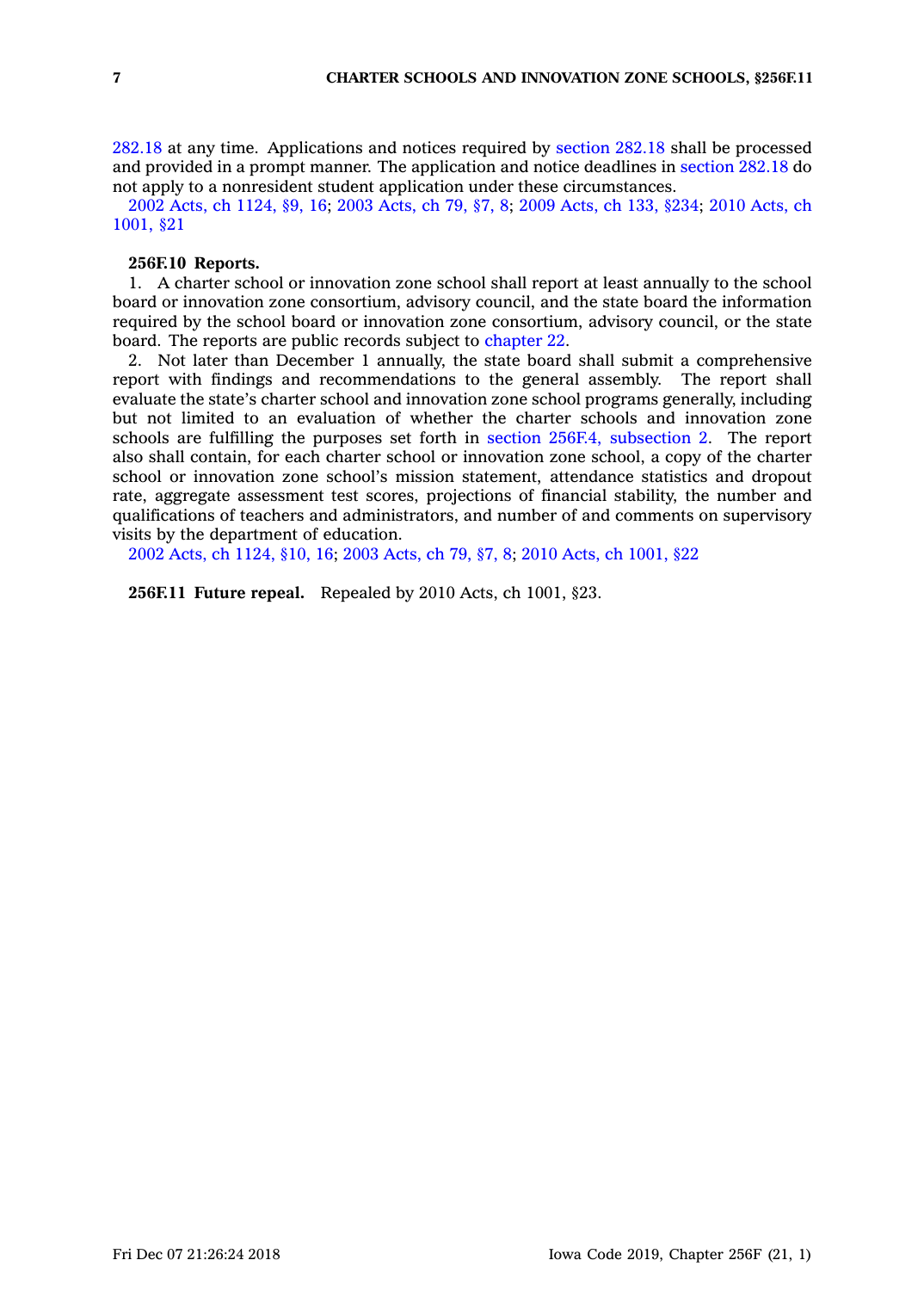282.18 at any time. Applications and notices required by section 282.18 shall be processed and provided in a prompt manner. The application and notice deadlines in section 282.18 do not apply to a nonresident student application under these circumstances.

2002 Acts, ch 1124, §9, 16; 2003 Acts, ch 79, §7, 8; 2009 Acts, ch 133, §234; 2010 Acts, ch 1001, §21

**256F.10 Reports.**

1. A charter school or innovation zone school shall report at least annually to the school board or innovation zone consortium, advisory council, and the state board the information required by the school board or innovation zone consortium, advisory council, or the state board. The reports are public records subject to chapter 22.

2. Not later than December 1 annually, the state board shall submit a comprehensive report with findings and recommendations to the general assembly. The report shall evaluate the state's charter school and innovation zone school programs generally, including but not limited to an evaluation of whether the charter schools and innovation zone schools are fulfilling the purposes set forth in section 256F.4, subsection 2. The report also shall contain, for each charter school or innovation zone school, a copy of the charter school or innovation zone school's mission statement, attendance statistics and dropout rate, aggregate assessment test scores, projections of financial stability, the number and qualifications of teachers and administrators, and number of and comments on supervisory visits by the department of education.

2002 Acts, ch 1124, §10, 16; 2003 Acts, ch 79, §7, 8; 2010 Acts, ch 1001, §22

**256F.11 Future repeal.** Repealed by 2010 Acts, ch 1001, §23.